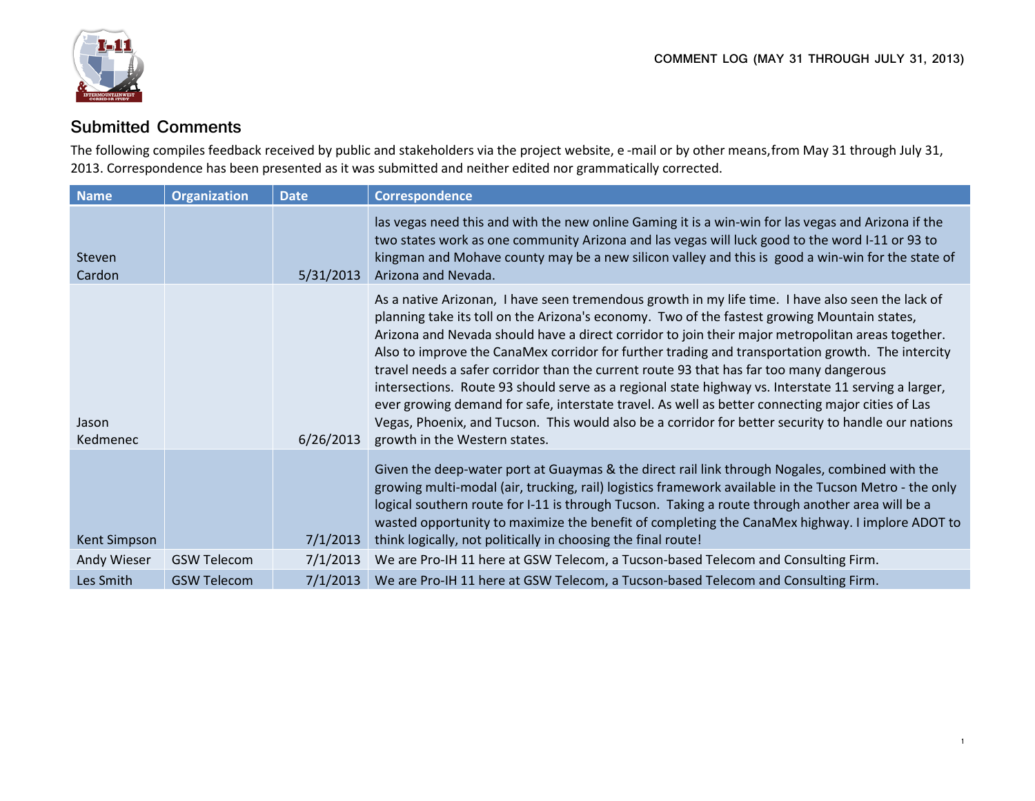COMMENT LOG (MAY 31 THROUGH JULY 31, 2013)

## Submitted Comments

The following compiles feedback received by public and stakeholders via the project website, e -mail or by other means,from May 31 through July 31, 2013. Correspondence has been presented as it was submitted and neither edited nor grammatically corrected.

| Name | Organization | Date | Correspondence |
|---|---|---|---|
| Steven Cardon | | 5/31/2013 | las vegas need this and with the new online Gaming it is a win-win for las vegas and Arizona if the two states work as one community Arizona and las vegas will luck good to the word I-11 or 93 to kingman and Mohave county may be a new silicon valley and this is  good a win-win for the state of Arizona and Nevada. |
| Jason Kedmenec | | 6/26/2013 | As a native Arizonan,  I have seen tremendous growth in my life time.  I have also seen the lack of planning take its toll on the Arizona's economy.  Two of the fastest growing Mountain states, Arizona and Nevada should have a direct corridor to join their major metropolitan areas together. Also to improve the CanaMex corridor for further trading and transportation growth.  The intercity travel needs a safer corridor than the current route 93 that has far too many dangerous intersections.  Route 93 should serve as a regional state highway vs. Interstate 11 serving a larger, ever growing demand for safe, interstate travel. As well as better connecting major cities of Las Vegas, Phoenix, and Tucson.  This would also be a corridor for better security to handle our nations growth in the Western states. |
| Kent Simpson | | 7/1/2013 | Given the deep-water port at Guaymas & the direct rail link through Nogales, combined with the growing multi-modal (air, trucking, rail) logistics framework available in the Tucson Metro - the only logical southern route for I-11 is through Tucson.  Taking a route through another area will be a wasted opportunity to maximize the benefit of completing the CanaMex highway. I implore ADOT to think logically, not politically in choosing the final route! |
| Andy Wieser | GSW Telecom | 7/1/2013 | We are Pro-IH 11 here at GSW Telecom, a Tucson-based Telecom and Consulting Firm. |
| Les Smith | GSW Telecom | 7/1/2013 | We are Pro-IH 11 here at GSW Telecom, a Tucson-based Telecom and Consulting Firm. |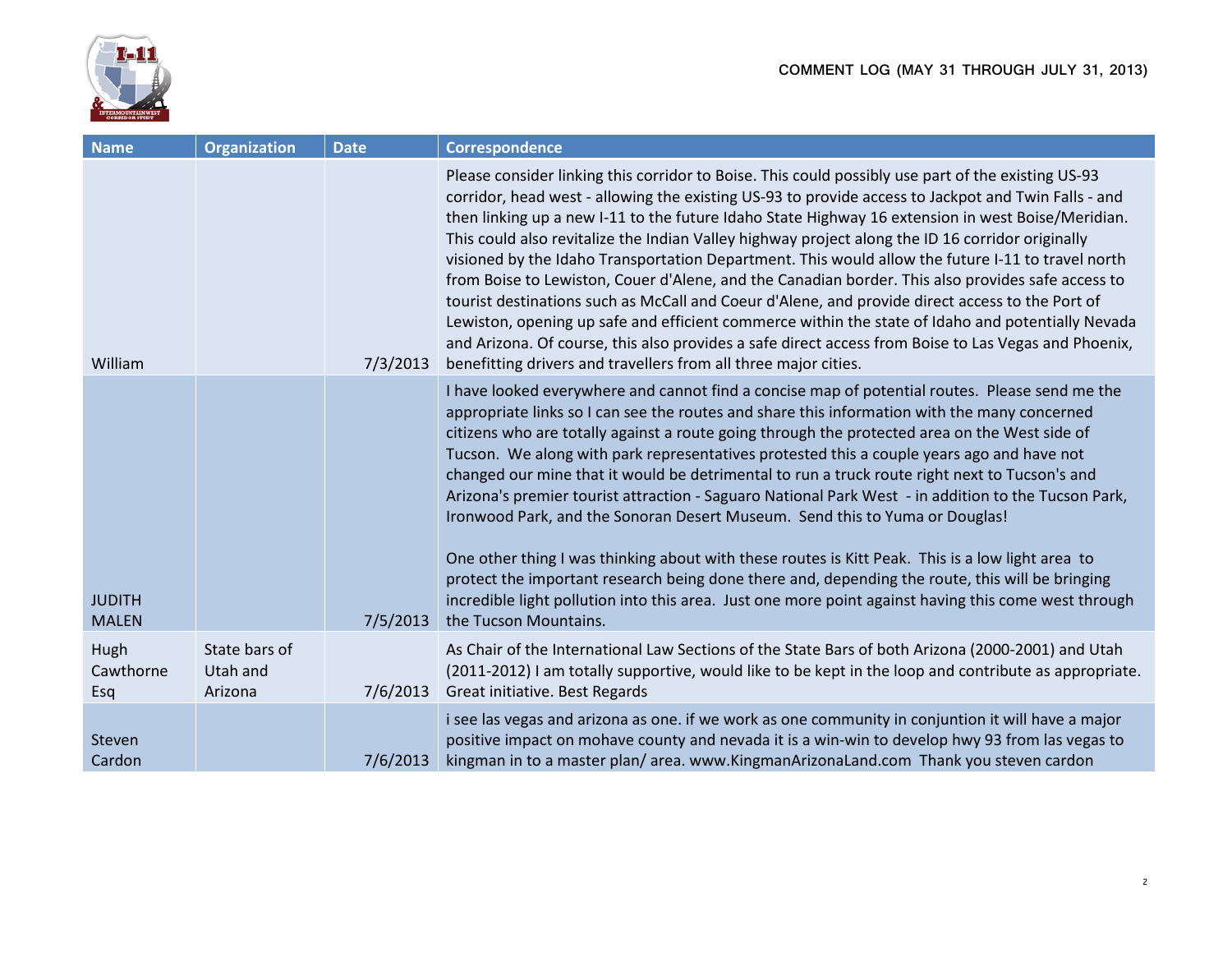COMMENT LOG (MAY 31 THROUGH JULY 31, 2013)

| Name | Organization | Date | Correspondence |
| --- | --- | --- | --- |
| William | | 7/3/2013 | Please consider linking this corridor to Boise. This could possibly use part of the existing US-93 corridor, head west - allowing the existing US-93 to provide access to Jackpot and Twin Falls - and then linking up a new I-11 to the future Idaho State Highway 16 extension in west Boise/Meridian. This could also revitalize the Indian Valley highway project along the ID 16 corridor originally visioned by the Idaho Transportation Department. This would allow the future I-11 to travel north from Boise to Lewiston, Couer d'Alene, and the Canadian border. This also provides safe access to tourist destinations such as McCall and Coeur d'Alene, and provide direct access to the Port of Lewiston, opening up safe and efficient commerce within the state of Idaho and potentially Nevada and Arizona. Of course, this also provides a safe direct access from Boise to Las Vegas and Phoenix, benefitting drivers and travellers from all three major cities. |
| JUDITH MALEN | | 7/5/2013 | I have looked everywhere and cannot find a concise map of potential routes. Please send me the appropriate links so I can see the routes and share this information with the many concerned citizens who are totally against a route going through the protected area on the West side of Tucson. We along with park representatives protested this a couple years ago and have not changed our mine that it would be detrimental to run a truck route right next to Tucson's and Arizona's premier tourist attraction - Saguaro National Park West - in addition to the Tucson Park, Ironwood Park, and the Sonoran Desert Museum. Send this to Yuma or Douglas!<br><br>One other thing I was thinking about with these routes is Kitt Peak. This is a low light area to protect the important research being done there and, depending the route, this will be bringing incredible light pollution into this area. Just one more point against having this come west through the Tucson Mountains. |
| Hugh Cawthorne Esq | State bars of Utah and Arizona | 7/6/2013 | As Chair of the International Law Sections of the State Bars of both Arizona (2000-2001) and Utah (2011-2012) I am totally supportive, would like to be kept in the loop and contribute as appropriate. Great initiative. Best Regards |
| Steven Cardon | | 7/6/2013 | i see las vegas and arizona as one. if we work as one community in conjuntion it will have a major positive impact on mohave county and nevada it is a win-win to develop hwy 93 from las vegas to kingman in to a master plan/ area. www.KingmanArizonaLand.com Thank you steven cardon |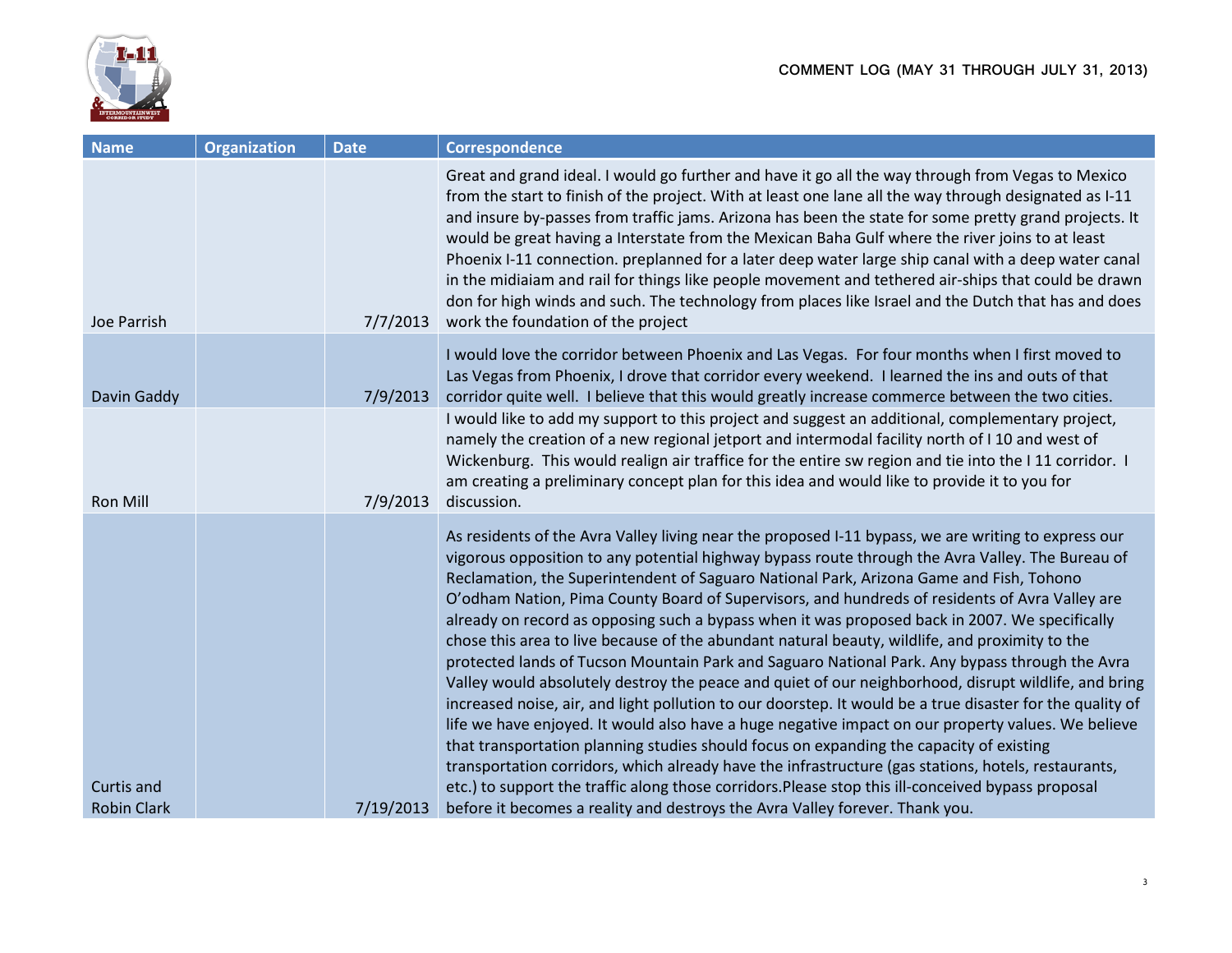| Name | Organization | Date | Correspondence |
|---|---|---|---|
| Joe Parrish | | 7/7/2013 | Great and grand ideal. I would go further and have it go all the way through from Vegas to Mexico from the start to finish of the project. With at least one lane all the way through designated as I-11 and insure by-passes from traffic jams. Arizona has been the state for some pretty grand projects. It would be great having a Interstate from the Mexican Baha Gulf where the river joins to at least Phoenix I-11 connection. preplanned for a later deep water large ship canal with a deep water canal in the midiaiam and rail for things like people movement and tethered air-ships that could be drawn don for high winds and such. The technology from places like Israel and the Dutch that has and does work the foundation of the project |
| Davin Gaddy | | 7/9/2013 | I would love the corridor between Phoenix and Las Vegas. For four months when I first moved to Las Vegas from Phoenix, I drove that corridor every weekend. I learned the ins and outs of that corridor quite well. I believe that this would greatly increase commerce between the two cities. |
| Ron Mill | | 7/9/2013 | I would like to add my support to this project and suggest an additional, complementary project, namely the creation of a new regional jetport and intermodal facility north of I 10 and west of Wickenburg. This would realign air traffice for the entire sw region and tie into the I 11 corridor. I am creating a preliminary concept plan for this idea and would like to provide it to you for discussion. |
| Curtis and Robin Clark | | 7/19/2013 | As residents of the Avra Valley living near the proposed I-11 bypass, we are writing to express our vigorous opposition to any potential highway bypass route through the Avra Valley. The Bureau of Reclamation, the Superintendent of Saguaro National Park, Arizona Game and Fish, Tohono O'odham Nation, Pima County Board of Supervisors, and hundreds of residents of Avra Valley are already on record as opposing such a bypass when it was proposed back in 2007. We specifically chose this area to live because of the abundant natural beauty, wildlife, and proximity to the protected lands of Tucson Mountain Park and Saguaro National Park. Any bypass through the Avra Valley would absolutely destroy the peace and quiet of our neighborhood, disrupt wildlife, and bring increased noise, air, and light pollution to our doorstep. It would be a true disaster for the quality of life we have enjoyed. It would also have a huge negative impact on our property values. We believe that transportation planning studies should focus on expanding the capacity of existing transportation corridors, which already have the infrastructure (gas stations, hotels, restaurants, etc.) to support the traffic along those corridors.Please stop this ill-conceived bypass proposal before it becomes a reality and destroys the Avra Valley forever. Thank you. |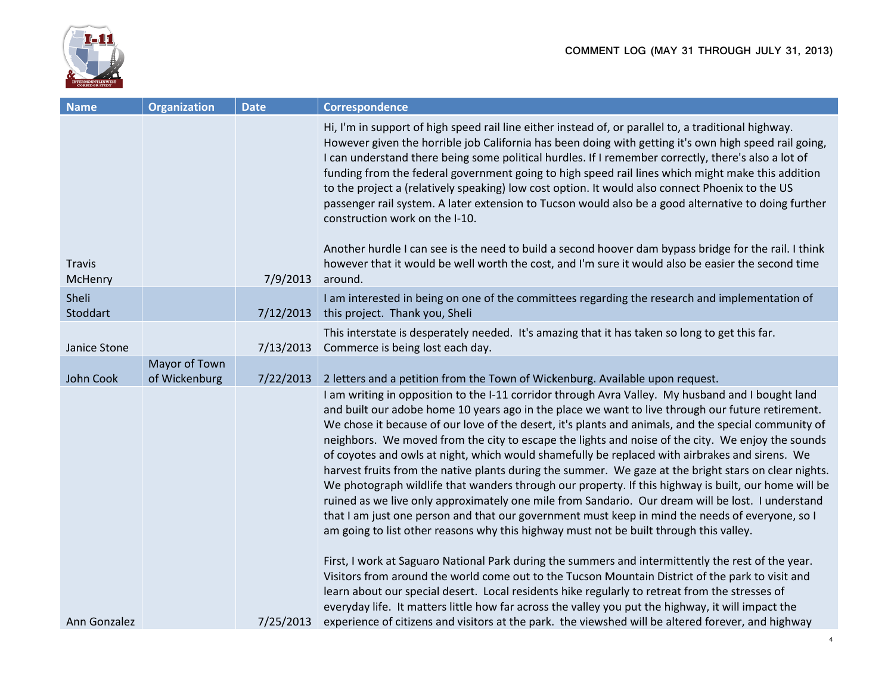| Name | Organization | Date | Correspondence |
|---|---|---|---|
| Travis McHenry | | 7/9/2013 | Hi, I'm in support of high speed rail line either instead of, or parallel to, a traditional highway. However given the horrible job California has been doing with getting it's own high speed rail going, I can understand there being some political hurdles. If I remember correctly, there's also a lot of funding from the federal government going to high speed rail lines which might make this addition to the project a (relatively speaking) low cost option. It would also connect Phoenix to the US passenger rail system. A later extension to Tucson would also be a good alternative to doing further construction work on the I-10.<br><br>Another hurdle I can see is the need to build a second hoover dam bypass bridge for the rail. I think however that it would be well worth the cost, and I'm sure it would also be easier the second time around. |
| Sheli Stoddart | | 7/12/2013 | I am interested in being on one of the committees regarding the research and implementation of this project. Thank you, Sheli |
| Janice Stone | | 7/13/2013 | This interstate is desperately needed. It's amazing that it has taken so long to get this far. Commerce is being lost each day. |
| John Cook | Mayor of Town of Wickenburg | 7/22/2013 | 2 letters and a petition from the Town of Wickenburg. Available upon request. |
| Ann Gonzalez | | 7/25/2013 | I am writing in opposition to the I-11 corridor through Avra Valley. My husband and I bought land and built our adobe home 10 years ago in the place we want to live through our future retirement. We chose it because of our love of the desert, it's plants and animals, and the special community of neighbors. We moved from the city to escape the lights and noise of the city. We enjoy the sounds of coyotes and owls at night, which would shamefully be replaced with airbrakes and sirens. We harvest fruits from the native plants during the summer. We gaze at the bright stars on clear nights. We photograph wildlife that wanders through our property. If this highway is built, our home will be ruined as we live only approximately one mile from Sandario. Our dream will be lost. I understand that I am just one person and that our government must keep in mind the needs of everyone, so I am going to list other reasons why this highway must not be built through this valley.<br><br>First, I work at Saguaro National Park during the summers and intermittently the rest of the year. Visitors from around the world come out to the Tucson Mountain District of the park to visit and learn about our special desert. Local residents hike regularly to retreat from the stresses of everyday life. It matters little how far across the valley you put the highway, it will impact the experience of citizens and visitors at the park. the viewshed will be altered forever, and highway |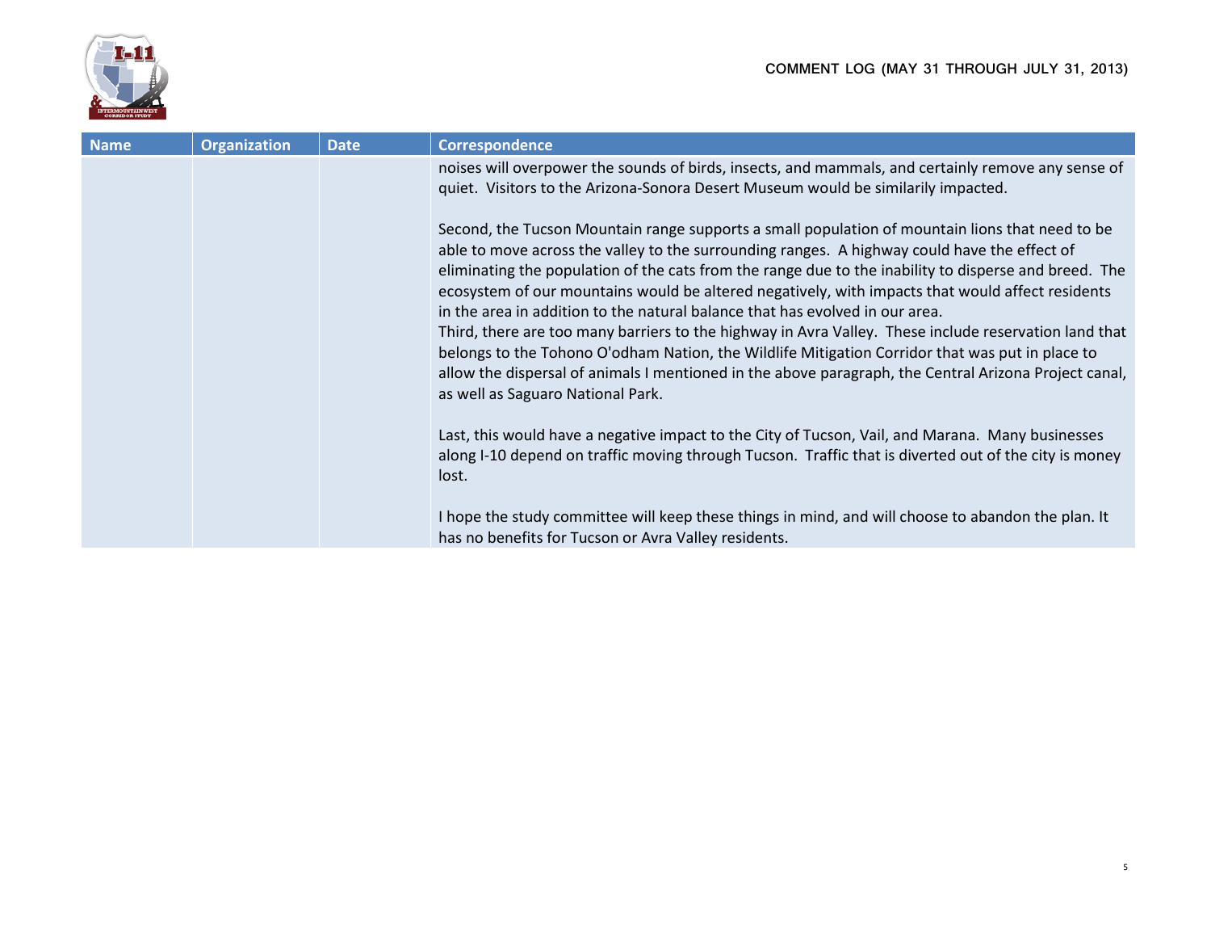| Name | Organization | Date | Correspondence |
|---|---|---|---|
| | | | noises will overpower the sounds of birds, insects, and mammals, and certainly remove any sense of quiet. Visitors to the Arizona-Sonora Desert Museum would be similarily impacted.<br><br>Second, the Tucson Mountain range supports a small population of mountain lions that need to be able to move across the valley to the surrounding ranges. A highway could have the effect of eliminating the population of the cats from the range due to the inability to disperse and breed. The ecosystem of our mountains would be altered negatively, with impacts that would affect residents in the area in addition to the natural balance that has evolved in our area.<br>Third, there are too many barriers to the highway in Avra Valley. These include reservation land that belongs to the Tohono O'odham Nation, the Wildlife Mitigation Corridor that was put in place to allow the dispersal of animals I mentioned in the above paragraph, the Central Arizona Project canal, as well as Saguaro National Park.<br><br>Last, this would have a negative impact to the City of Tucson, Vail, and Marana. Many businesses along I-10 depend on traffic moving through Tucson. Traffic that is diverted out of the city is money lost.<br><br>I hope the study committee will keep these things in mind, and will choose to abandon the plan. It has no benefits for Tucson or Avra Valley residents. |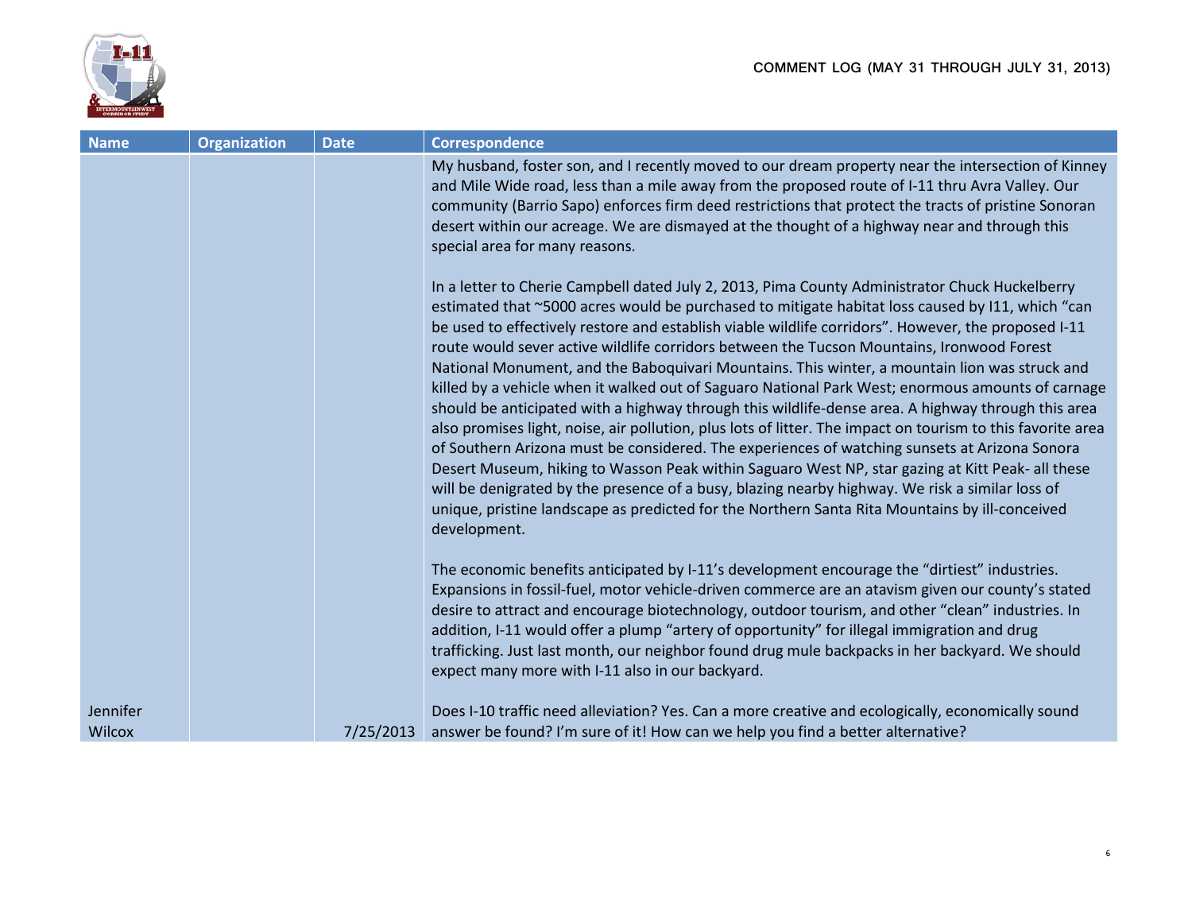| Name | Organization | Date | Correspondence |
|---|---|---|---|
| Jennifer Wilcox | | 7/25/2013 | My husband, foster son, and I recently moved to our dream property near the intersection of Kinney and Mile Wide road, less than a mile away from the proposed route of I-11 thru Avra Valley. Our community (Barrio Sapo) enforces firm deed restrictions that protect the tracts of pristine Sonoran desert within our acreage. We are dismayed at the thought of a highway near and through this special area for many reasons.<br><br>In a letter to Cherie Campbell dated July 2, 2013, Pima County Administrator Chuck Huckelberry estimated that ~5000 acres would be purchased to mitigate habitat loss caused by I11, which "can be used to effectively restore and establish viable wildlife corridors". However, the proposed I-11 route would sever active wildlife corridors between the Tucson Mountains, Ironwood Forest National Monument, and the Baboquivari Mountains. This winter, a mountain lion was struck and killed by a vehicle when it walked out of Saguaro National Park West; enormous amounts of carnage should be anticipated with a highway through this wildlife-dense area. A highway through this area also promises light, noise, air pollution, plus lots of litter. The impact on tourism to this favorite area of Southern Arizona must be considered. The experiences of watching sunsets at Arizona Sonora Desert Museum, hiking to Wasson Peak within Saguaro West NP, star gazing at Kitt Peak- all these will be denigrated by the presence of a busy, blazing nearby highway. We risk a similar loss of unique, pristine landscape as predicted for the Northern Santa Rita Mountains by ill-conceived development.<br><br>The economic benefits anticipated by I-11's development encourage the "dirtiest" industries. Expansions in fossil-fuel, motor vehicle-driven commerce are an atavism given our county's stated desire to attract and encourage biotechnology, outdoor tourism, and other "clean" industries. In addition, I-11 would offer a plump "artery of opportunity" for illegal immigration and drug trafficking. Just last month, our neighbor found drug mule backpacks in her backyard. We should expect many more with I-11 also in our backyard.<br><br>Does I-10 traffic need alleviation? Yes. Can a more creative and ecologically, economically sound answer be found? I'm sure of it! How can we help you find a better alternative? |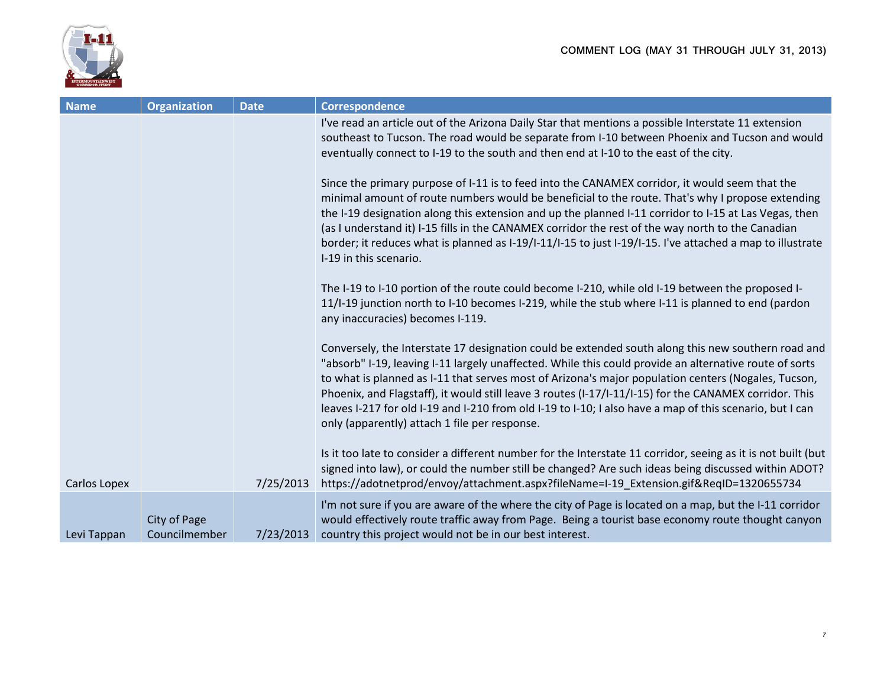COMMENT LOG (MAY 31 THROUGH JULY 31, 2013)

| Name | Organization | Date | Correspondence |
|---|---|---|---|
| Carlos Lopex | | 7/25/2013 | I've read an article out of the Arizona Daily Star that mentions a possible Interstate 11 extension southeast to Tucson. The road would be separate from I-10 between Phoenix and Tucson and would eventually connect to I-19 to the south and then end at I-10 to the east of the city.<br><br>Since the primary purpose of I-11 is to feed into the CANAMEX corridor, it would seem that the minimal amount of route numbers would be beneficial to the route. That's why I propose extending the I-19 designation along this extension and up the planned I-11 corridor to I-15 at Las Vegas, then (as I understand it) I-15 fills in the CANAMEX corridor the rest of the way north to the Canadian border; it reduces what is planned as I-19/I-11/I-15 to just I-19/I-15. I've attached a map to illustrate I-19 in this scenario.<br><br>The I-19 to I-10 portion of the route could become I-210, while old I-19 between the proposed I-11/I-19 junction north to I-10 becomes I-219, while the stub where I-11 is planned to end (pardon any inaccuracies) becomes I-119.<br><br>Conversely, the Interstate 17 designation could be extended south along this new southern road and "absorb" I-19, leaving I-11 largely unaffected. While this could provide an alternative route of sorts to what is planned as I-11 that serves most of Arizona's major population centers (Nogales, Tucson, Phoenix, and Flagstaff), it would still leave 3 routes (I-17/I-11/I-15) for the CANAMEX corridor. This leaves I-217 for old I-19 and I-210 from old I-19 to I-10; I also have a map of this scenario, but I can only (apparently) attach 1 file per response.<br><br>Is it too late to consider a different number for the Interstate 11 corridor, seeing as it is not built (but signed into law), or could the number still be changed? Are such ideas being discussed within ADOT? https://adotnetprod/envoy/attachment.aspx?fileName=I-19_Extension.gif&ReqID=1320655734 |
| Levi Tappan | City of Page Councilmember | 7/23/2013 | I'm not sure if you are aware of the where the city of Page is located on a map, but the I-11 corridor would effectively route traffic away from Page. Being a tourist base economy route thought canyon country this project would not be in our best interest. |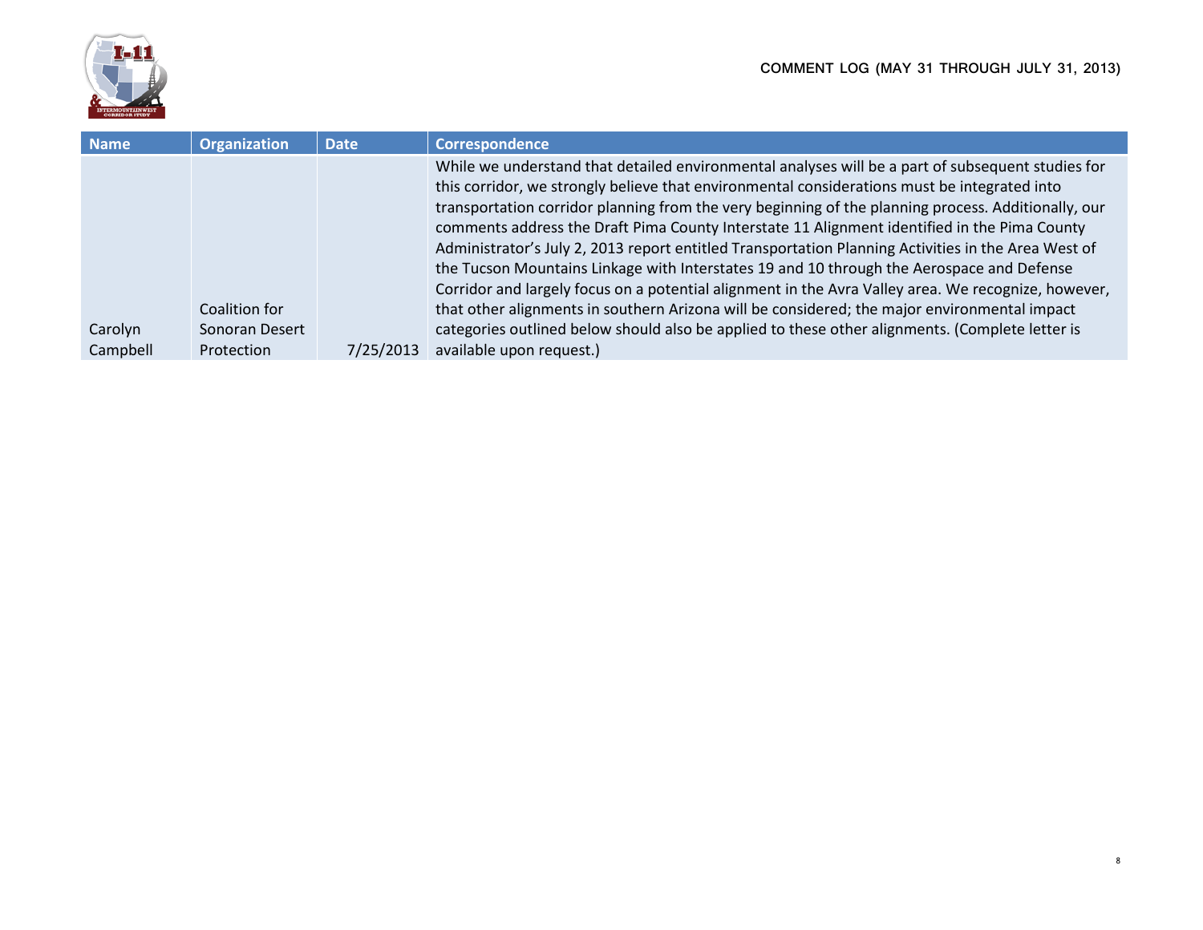| Name | Organization | Date | Correspondence |
| --- | --- | --- | --- |
| Carolyn Campbell | Coalition for Sonoran Desert Protection | 7/25/2013 | While we understand that detailed environmental analyses will be a part of subsequent studies for this corridor, we strongly believe that environmental considerations must be integrated into transportation corridor planning from the very beginning of the planning process. Additionally, our comments address the Draft Pima County Interstate 11 Alignment identified in the Pima County Administrator's July 2, 2013 report entitled Transportation Planning Activities in the Area West of the Tucson Mountains Linkage with Interstates 19 and 10 through the Aerospace and Defense Corridor and largely focus on a potential alignment in the Avra Valley area. We recognize, however, that other alignments in southern Arizona will be considered; the major environmental impact categories outlined below should also be applied to these other alignments. (Complete letter is available upon request.) |